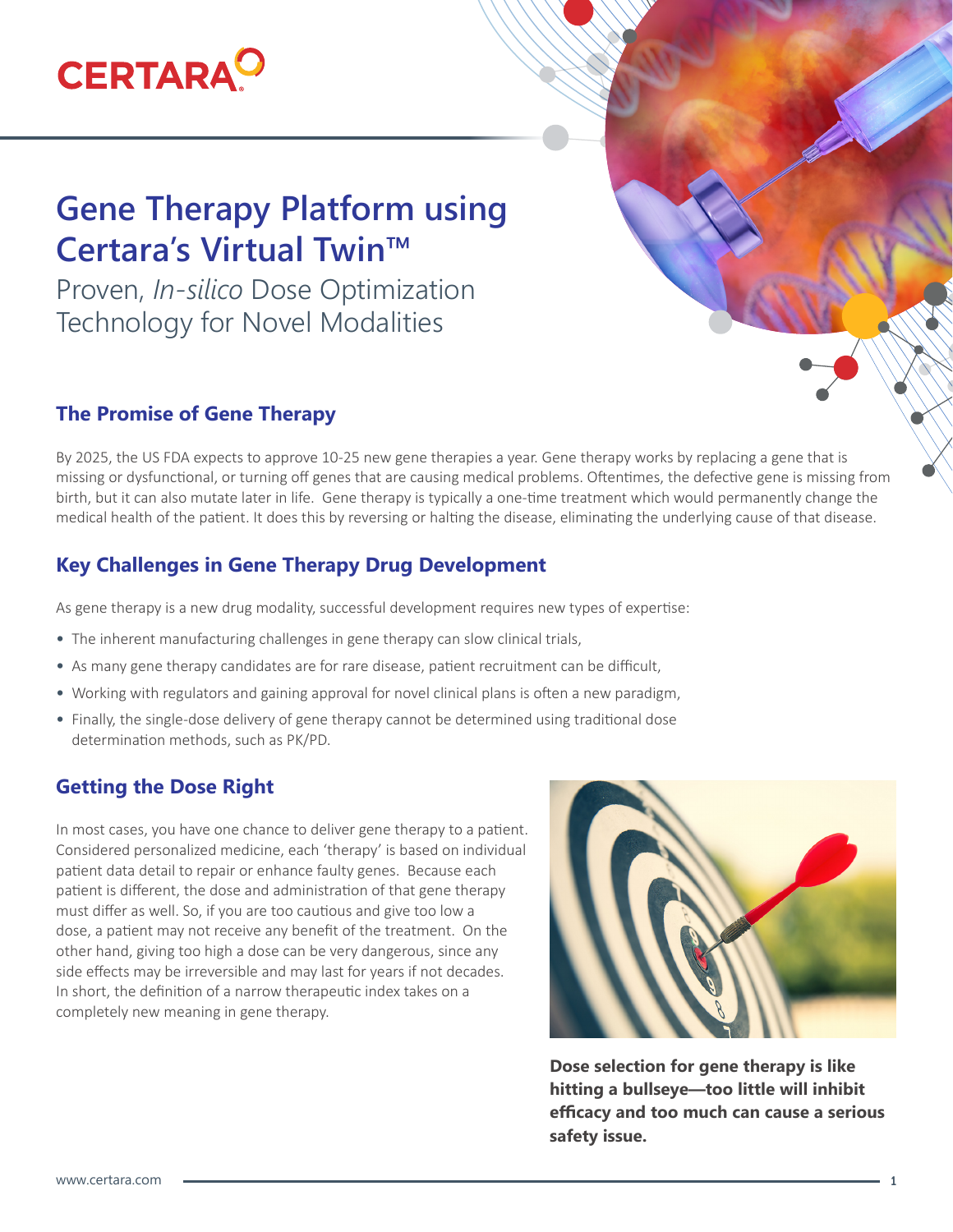# Gene Therapy Platform using Certara's Virtual Twin™

Proven, *In-silico* Dose Optimization Technology for Novel Modalities

## The Promise of Gene Therapy

By 2025, the US FDA expects to approve 10-25 new gene therapies a year. Gene therapy works by replacing a gene that is missing or dysfunctional, or turning off genes that are causing medical problems. Oftentimes, the defective gene is missing from birth, but it can also mutate later in life. Gene therapy is typically a one-time treatment which would permanently change the medical health of the patient. It does this by reversing or halting the disease, eliminating the underlying cause of that disease.

## Key Challenges in Gene Therapy Drug Development

As gene therapy is a new drug modality, successful development requires new types of expertise:

- The inherent manufacturing challenges in gene therapy can slow clinical trials,
- As many gene therapy candidates are for rare disease, patient recruitment can be difficult,
- Working with regulators and gaining approval for novel clinical plans is often a new paradigm,
- Finally, the single-dose delivery of gene therapy cannot be determined using traditional dose determination methods, such as PK/PD.

## Getting the Dose Right

In most cases, you have one chance to deliver gene therapy to a patient. Considered personalized medicine, each 'therapy' is based on individual patient data detail to repair or enhance faulty genes. Because each patient is different, the dose and administration of that gene therapy must differ as well. So, if you are too cautious and give too low a dose, a patient may not receive any benefit of the treatment. On the other hand, giving too high a dose can be very dangerous, since any side effects may be irreversible and may last for years if not decades. In short, the definition of a narrow therapeutic index takes on a completely new meaning in gene therapy.

**Dose selection for gene therapy is like hitting a bullseye—too little will inhibit efficacy and too much can cause a serious safety issue.**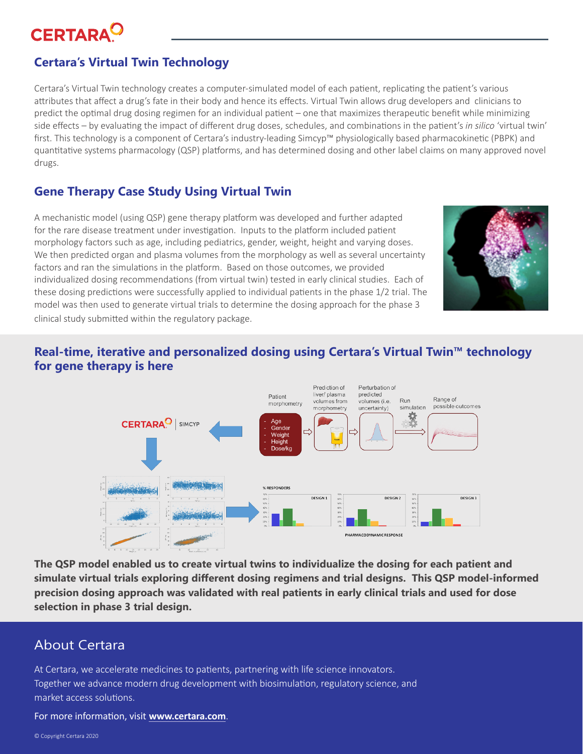## Certara's Virtual Twin Technology

Certara's Virtual Twin technology creates a computer-simulated model of each patient, replicating the patient's various attributes that affect a drug's fate in their body and hence its effects. Virtual Twin allows drug developers and clinicians to predict the optimal drug dosing regimen for an individual patient – one that maximizes therapeutic benefit while minimizing side effects – by evaluating the impact of different drug doses, schedules, and combinations in the patient's *in silico* 'virtual twin' first. This technology is a component of Certara's industry-leading Simcyp™ physiologically based pharmacokinetic (PBPK) and quantitative systems pharmacology (QSP) platforms, and has determined dosing and other label claims on many approved novel drugs.

## Gene Therapy Case Study Using Virtual Twin

A mechanistic model (using QSP) gene therapy platform was developed and further adapted for the rare disease treatment under investigation. Inputs to the platform included patient morphology factors such as age, including pediatrics, gender, weight, height and varying doses. We then predicted organ and plasma volumes from the morphology as well as several uncertainty factors and ran the simulations in the platform. Based on those outcomes, we provided individualized dosing recommendations (from virtual twin) tested in early clinical studies. Each of these dosing predictions were successfully applied to individual patients in the phase 1/2 trial. The model was then used to generate virtual trials to determine the dosing approach for the phase 3 clinical study submitted within the regulatory package.

## Real-time, iterative and personalized dosing using Certara's Virtual Twin™ technology for gene therapy is here

CERTARA | SIMCYP

Patient morphometry

- Age
- Gender
- Weight
- Height
- Dose/kg

Prediction of liver/ plasma volumes from morphometry

Perturbation of predicted volumes (i.e. uncertainty)

Run simulation

Range of possible outcomes

% RESPONDERS

DESIGN 1

DESIGN 2

DESIGN 3

PHARMACODYNAMIC RESPONSE

**The QSP model enabled us to create virtual twins to individualize the dosing for each patient and simulate virtual trials exploring different dosing regimens and trial designs. This QSP model-informed precision dosing approach was validated with real patients in early clinical trials and used for dose selection in phase 3 trial design.**

## About Certara

At Certara, we accelerate medicines to patients, partnering with life science innovators. Together we advance modern drug development with biosimulation, regulatory science, and market access solutions.

For more information, visit **www.certara.com**.

© Copyright Certara 2020